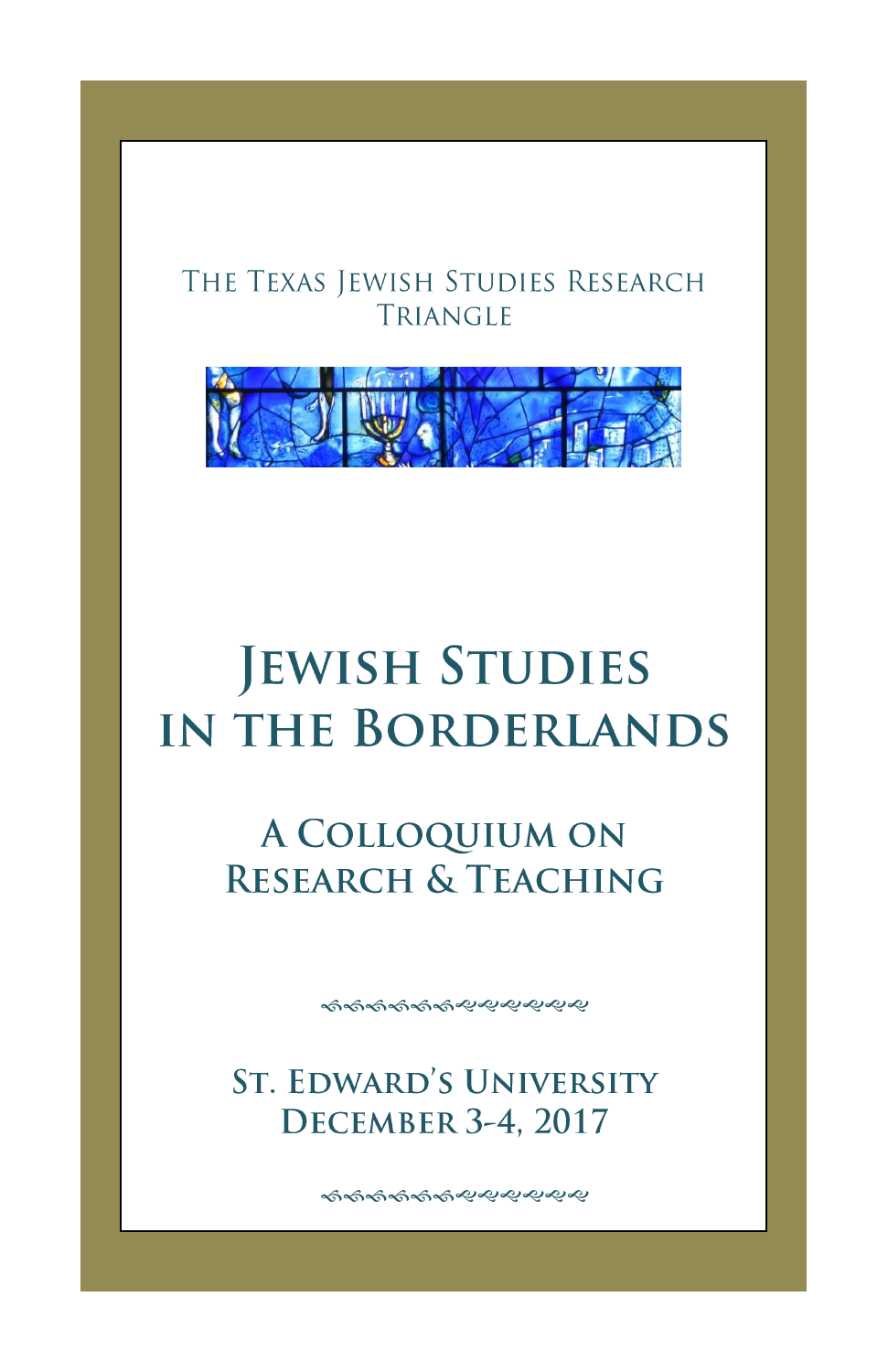The Texas Jewish Studies Research Triangle

# Jewish Studies in the Borderlands

## A Colloquium on Research & Teaching

St. Edward's University
December 3-4, 2017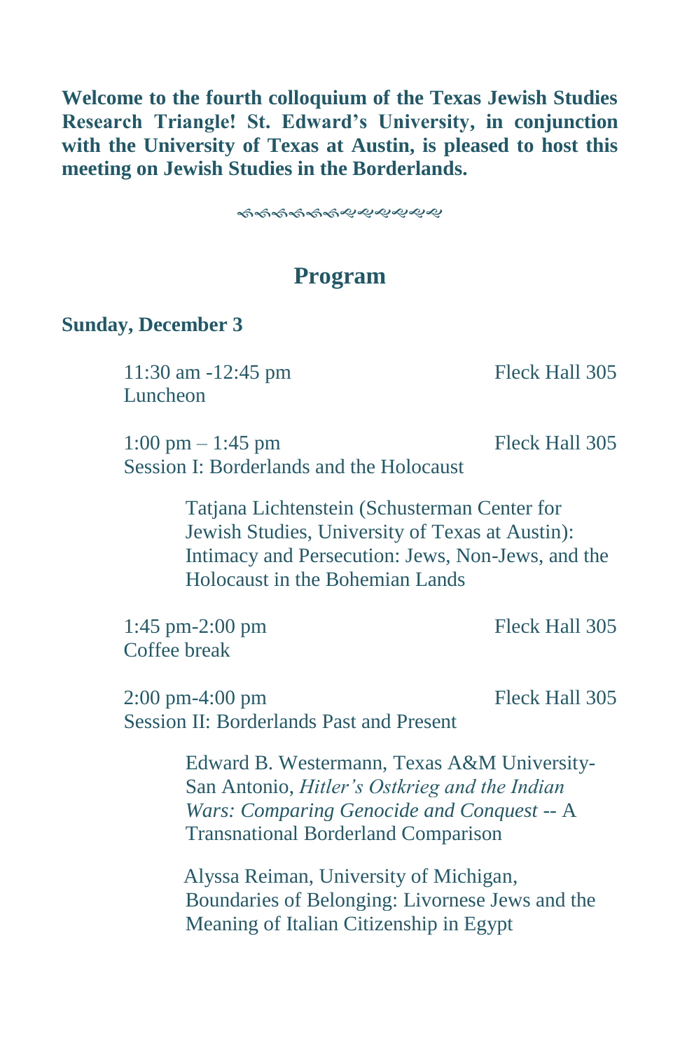**Welcome to the fourth colloquium of the Texas Jewish Studies Research Triangle! St. Edward's University, in conjunction with the University of Texas at Austin, is pleased to host this meeting on Jewish Studies in the Borderlands.**

## Program

**Sunday, December 3**

11:30 am -12:45 pm — Fleck Hall 305
Luncheon

1:00 pm – 1:45 pm — Fleck Hall 305
Session I: Borderlands and the Holocaust

> Tatjana Lichtenstein (Schusterman Center for Jewish Studies, University of Texas at Austin): Intimacy and Persecution: Jews, Non-Jews, and the Holocaust in the Bohemian Lands

1:45 pm-2:00 pm — Fleck Hall 305
Coffee break

2:00 pm-4:00 pm — Fleck Hall 305
Session II: Borderlands Past and Present

> Edward B. Westermann, Texas A&M University-San Antonio, *Hitler's Ostkrieg and the Indian Wars: Comparing Genocide and Conquest* -- A Transnational Borderland Comparison

> Alyssa Reiman, University of Michigan, Boundaries of Belonging: Livornese Jews and the Meaning of Italian Citizenship in Egypt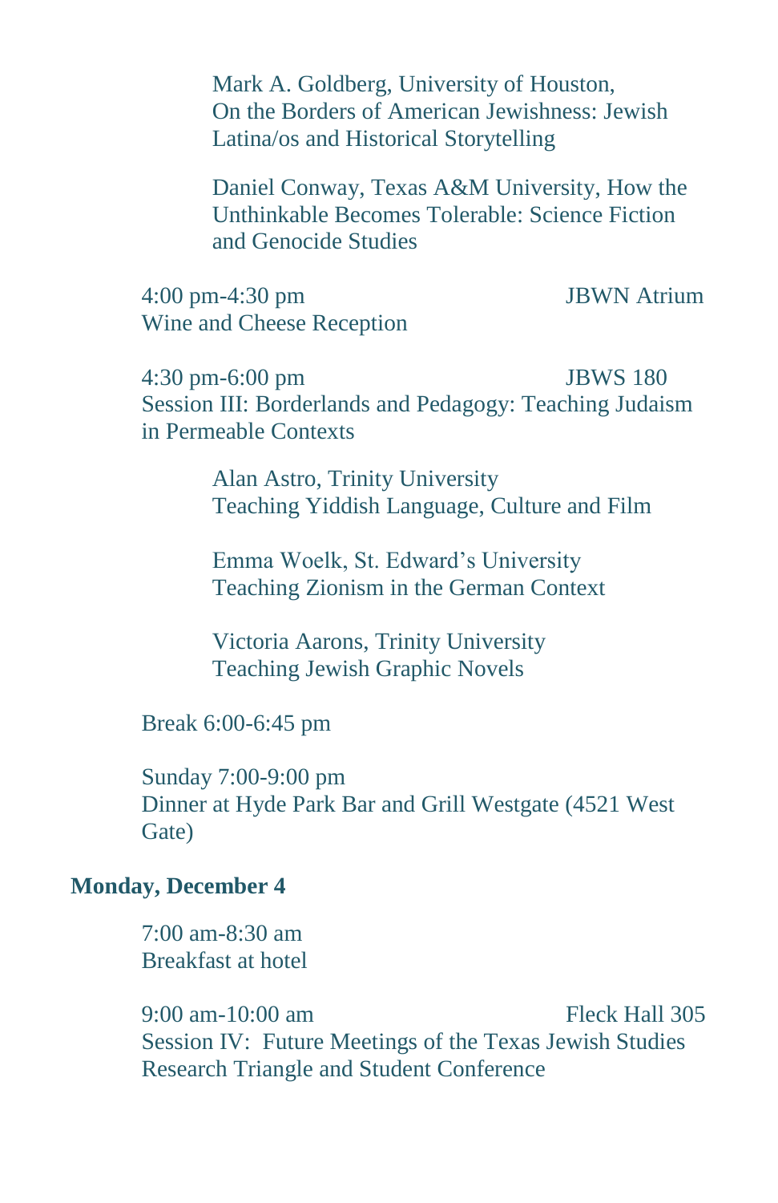Mark A. Goldberg, University of Houston, On the Borders of American Jewishness: Jewish Latina/os and Historical Storytelling

Daniel Conway, Texas A&M University, How the Unthinkable Becomes Tolerable: Science Fiction and Genocide Studies

4:00 pm-4:30 pm — JBWN Atrium
Wine and Cheese Reception

4:30 pm-6:00 pm — JBWS 180
Session III: Borderlands and Pedagogy: Teaching Judaism in Permeable Contexts

Alan Astro, Trinity University
Teaching Yiddish Language, Culture and Film

Emma Woelk, St. Edward's University
Teaching Zionism in the German Context

Victoria Aarons, Trinity University
Teaching Jewish Graphic Novels

Break 6:00-6:45 pm

Sunday 7:00-9:00 pm
Dinner at Hyde Park Bar and Grill Westgate (4521 West Gate)

**Monday, December 4**

7:00 am-8:30 am
Breakfast at hotel

9:00 am-10:00 am — Fleck Hall 305
Session IV: Future Meetings of the Texas Jewish Studies Research Triangle and Student Conference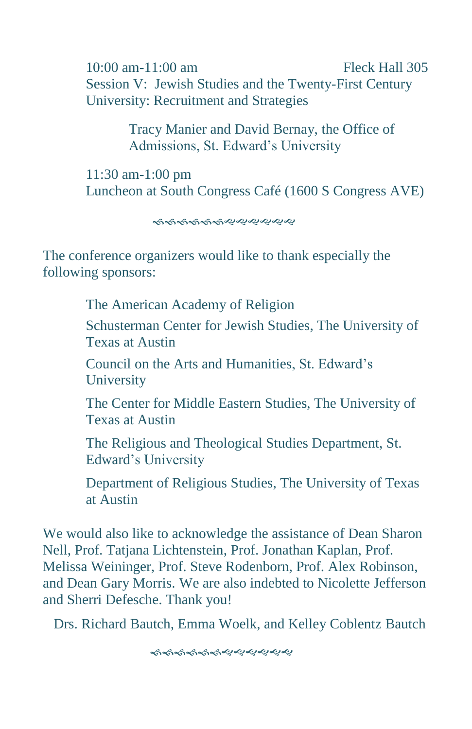10:00 am-11:00 am Fleck Hall 305

Session V: Jewish Studies and the Twenty-First Century University: Recruitment and Strategies

> Tracy Manier and David Bernay, the Office of Admissions, St. Edward's University

11:30 am-1:00 pm

Luncheon at South Congress Café (1600 S Congress AVE)

---

The conference organizers would like to thank especially the following sponsors:

- The American Academy of Religion
- Schusterman Center for Jewish Studies, The University of Texas at Austin
- Council on the Arts and Humanities, St. Edward's University
- The Center for Middle Eastern Studies, The University of Texas at Austin
- The Religious and Theological Studies Department, St. Edward's University
- Department of Religious Studies, The University of Texas at Austin

We would also like to acknowledge the assistance of Dean Sharon Nell, Prof. Tatjana Lichtenstein, Prof. Jonathan Kaplan, Prof. Melissa Weininger, Prof. Steve Rodenborn, Prof. Alex Robinson, and Dean Gary Morris. We are also indebted to Nicolette Jefferson and Sherri Defesche. Thank you!

Drs. Richard Bautch, Emma Woelk, and Kelley Coblentz Bautch

---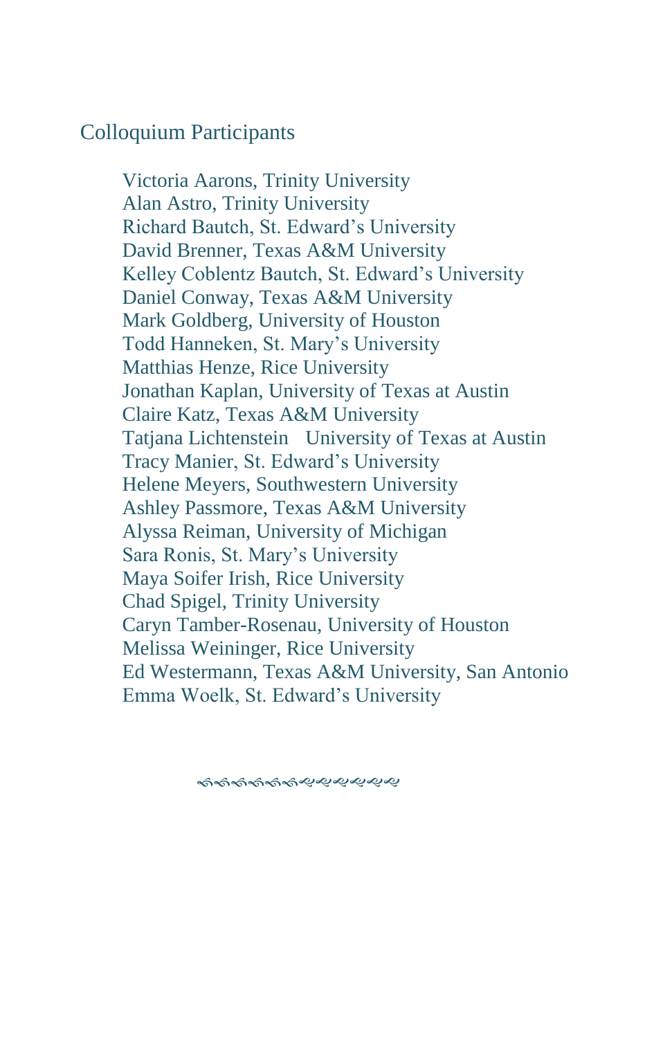## Colloquium Participants

Victoria Aarons, Trinity University
Alan Astro, Trinity University
Richard Bautch, St. Edward's University
David Brenner, Texas A&M University
Kelley Coblentz Bautch, St. Edward's University
Daniel Conway, Texas A&M University
Mark Goldberg, University of Houston
Todd Hanneken, St. Mary's University
Matthias Henze, Rice University
Jonathan Kaplan, University of Texas at Austin
Claire Katz, Texas A&M University
Tatjana Lichtenstein University of Texas at Austin
Tracy Manier, St. Edward's University
Helene Meyers, Southwestern University
Ashley Passmore, Texas A&M University
Alyssa Reiman, University of Michigan
Sara Ronis, St. Mary's University
Maya Soifer Irish, Rice University
Chad Spigel, Trinity University
Caryn Tamber-Rosenau, University of Houston
Melissa Weininger, Rice University
Ed Westermann, Texas A&M University, San Antonio
Emma Woelk, St. Edward's University